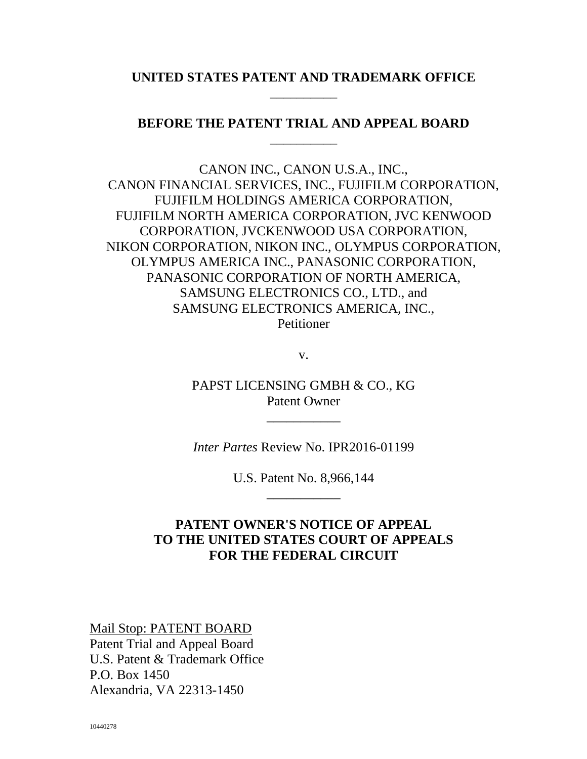**UNITED STATES PATENT AND TRADEMARK OFFICE**

\_\_\_\_\_\_\_\_\_\_

**BEFORE THE PATENT TRIAL AND APPEAL BOARD**

\_\_\_\_\_\_\_\_\_\_

CANON INC., CANON U.S.A., INC.,
CANON FINANCIAL SERVICES, INC., FUJIFILM CORPORATION,
FUJIFILM HOLDINGS AMERICA CORPORATION,
FUJIFILM NORTH AMERICA CORPORATION, JVC KENWOOD
CORPORATION, JVCKENWOOD USA CORPORATION,
NIKON CORPORATION, NIKON INC., OLYMPUS CORPORATION,
OLYMPUS AMERICA INC., PANASONIC CORPORATION,
PANASONIC CORPORATION OF NORTH AMERICA,
SAMSUNG ELECTRONICS CO., LTD., and
SAMSUNG ELECTRONICS AMERICA, INC.,
Petitioner

v.

PAPST LICENSING GMBH & CO., KG
Patent Owner

\_\_\_\_\_\_\_\_\_\_\_

*Inter Partes* Review No. IPR2016-01199

U.S. Patent No. 8,966,144

\_\_\_\_\_\_\_\_\_\_\_

**PATENT OWNER'S NOTICE OF APPEAL TO THE UNITED STATES COURT OF APPEALS FOR THE FEDERAL CIRCUIT**

Mail Stop: PATENT BOARD
Patent Trial and Appeal Board
U.S. Patent & Trademark Office
P.O. Box 1450
Alexandria, VA 22313-1450

10440278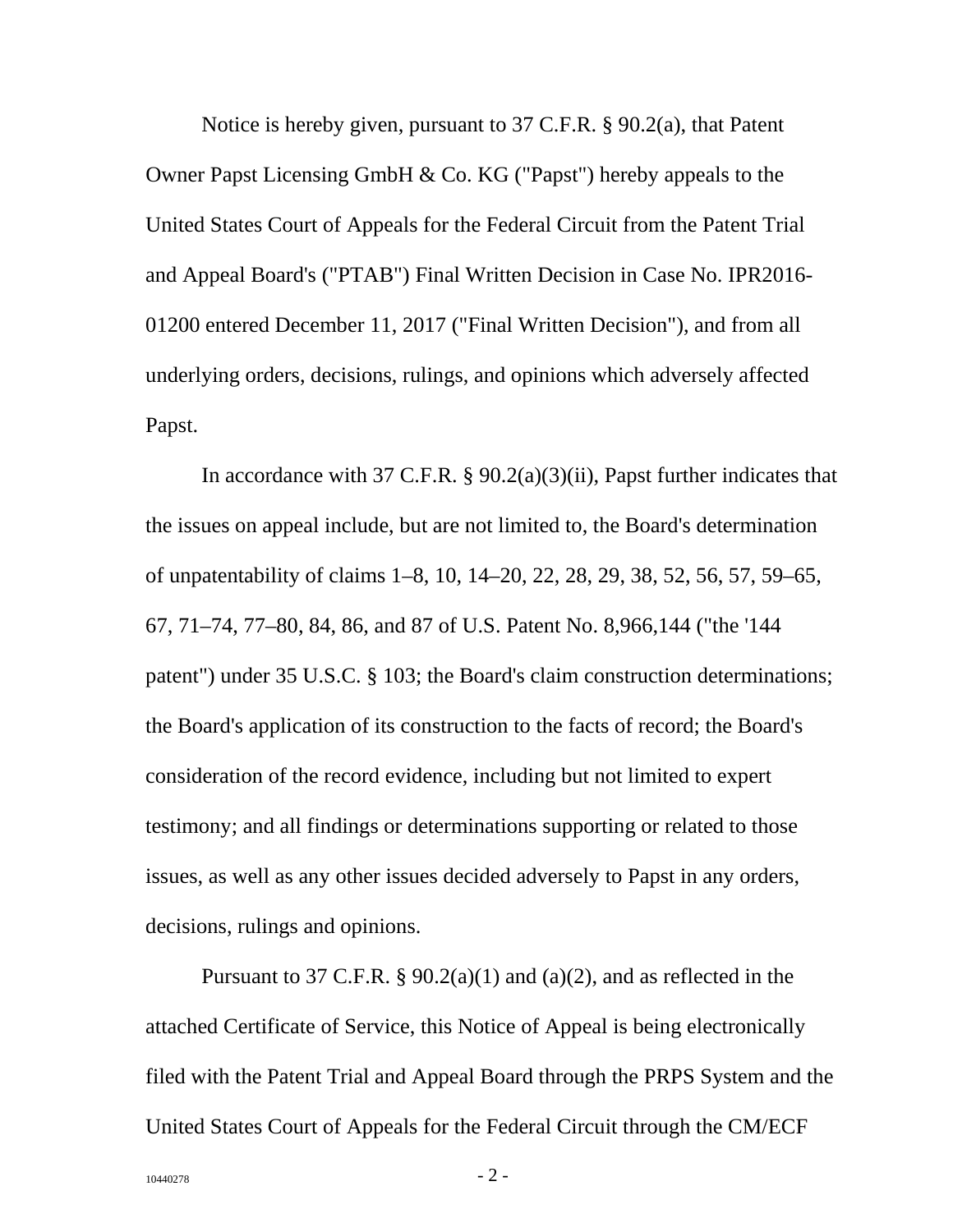Notice is hereby given, pursuant to 37 C.F.R. § 90.2(a), that Patent Owner Papst Licensing GmbH & Co. KG ("Papst") hereby appeals to the United States Court of Appeals for the Federal Circuit from the Patent Trial and Appeal Board's ("PTAB") Final Written Decision in Case No. IPR2016-01200 entered December 11, 2017 ("Final Written Decision"), and from all underlying orders, decisions, rulings, and opinions which adversely affected Papst.

In accordance with 37 C.F.R. § 90.2(a)(3)(ii), Papst further indicates that the issues on appeal include, but are not limited to, the Board's determination of unpatentability of claims 1–8, 10, 14–20, 22, 28, 29, 38, 52, 56, 57, 59–65, 67, 71–74, 77–80, 84, 86, and 87 of U.S. Patent No. 8,966,144 ("the '144 patent") under 35 U.S.C. § 103; the Board's claim construction determinations; the Board's application of its construction to the facts of record; the Board's consideration of the record evidence, including but not limited to expert testimony; and all findings or determinations supporting or related to those issues, as well as any other issues decided adversely to Papst in any orders, decisions, rulings and opinions.

Pursuant to 37 C.F.R. § 90.2(a)(1) and (a)(2), and as reflected in the attached Certificate of Service, this Notice of Appeal is being electronically filed with the Patent Trial and Appeal Board through the PRPS System and the United States Court of Appeals for the Federal Circuit through the CM/ECF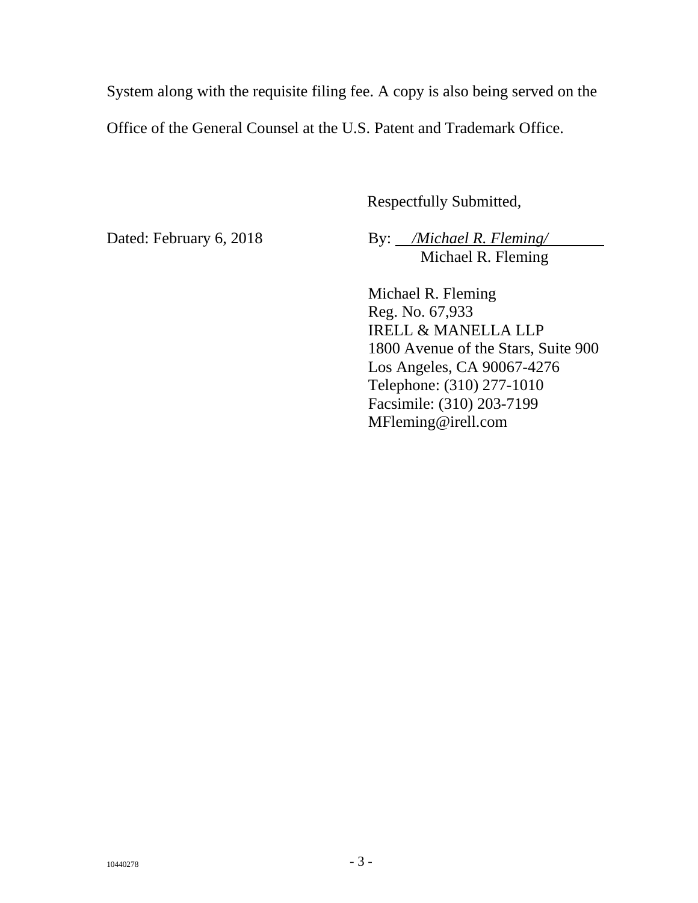System along with the requisite filing fee. A copy is also being served on the Office of the General Counsel at the U.S. Patent and Trademark Office.

Respectfully Submitted,

Dated: February 6, 2018

By: */Michael R. Fleming/*
Michael R. Fleming

Michael R. Fleming
Reg. No. 67,933
IRELL & MANELLA LLP
1800 Avenue of the Stars, Suite 900
Los Angeles, CA 90067-4276
Telephone: (310) 277-1010
Facsimile: (310) 203-7199
MFleming@irell.com

10440278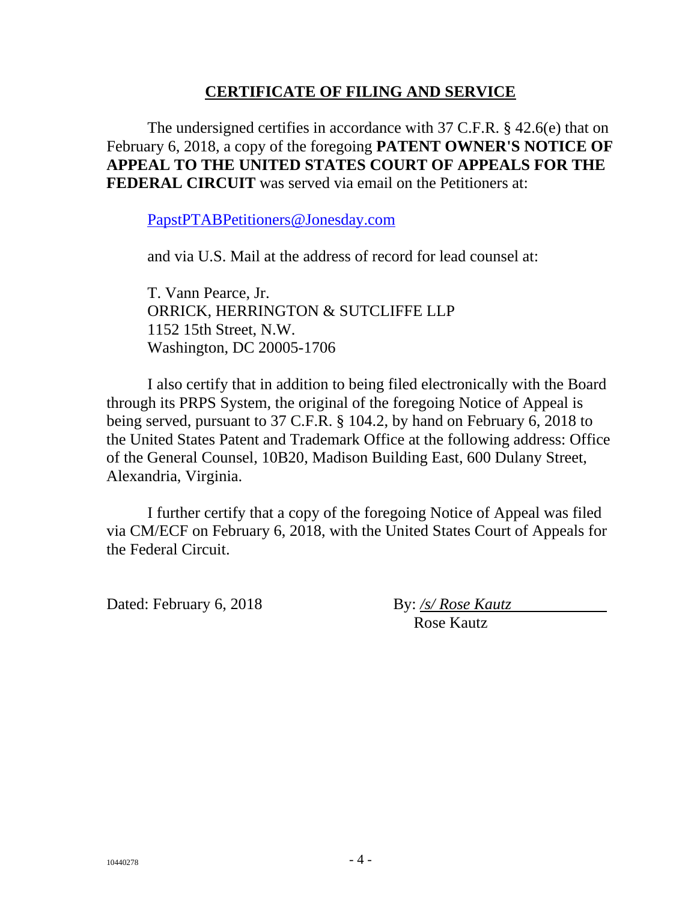## CERTIFICATE OF FILING AND SERVICE

The undersigned certifies in accordance with 37 C.F.R. § 42.6(e) that on February 6, 2018, a copy of the foregoing **PATENT OWNER'S NOTICE OF APPEAL TO THE UNITED STATES COURT OF APPEALS FOR THE FEDERAL CIRCUIT** was served via email on the Petitioners at:

PapstPTABPetitioners@Jonesday.com

and via U.S. Mail at the address of record for lead counsel at:

T. Vann Pearce, Jr.
ORRICK, HERRINGTON & SUTCLIFFE LLP
1152 15th Street, N.W.
Washington, DC 20005-1706

I also certify that in addition to being filed electronically with the Board through its PRPS System, the original of the foregoing Notice of Appeal is being served, pursuant to 37 C.F.R. § 104.2, by hand on February 6, 2018 to the United States Patent and Trademark Office at the following address: Office of the General Counsel, 10B20, Madison Building East, 600 Dulany Street, Alexandria, Virginia.

I further certify that a copy of the foregoing Notice of Appeal was filed via CM/ECF on February 6, 2018, with the United States Court of Appeals for the Federal Circuit.

Dated: February 6, 2018

By: */s/ Rose Kautz*
Rose Kautz

10440278